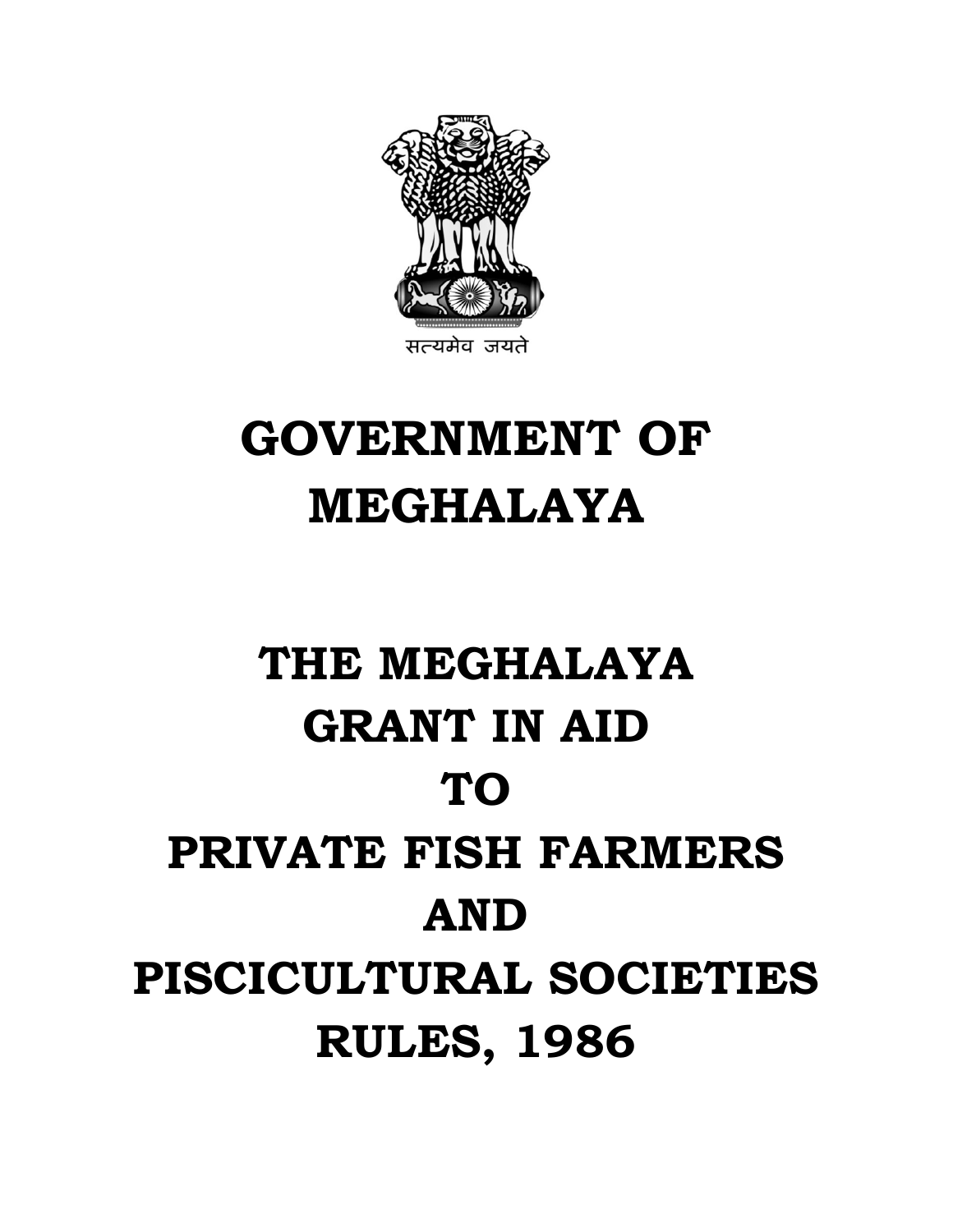सत्यमेव जयते

# GOVERNMENT OF MEGHALAYA

# THE MEGHALAYA GRANT IN AID TO PRIVATE FISH FARMERS AND PISCICULTURAL SOCIETIES RULES, 1986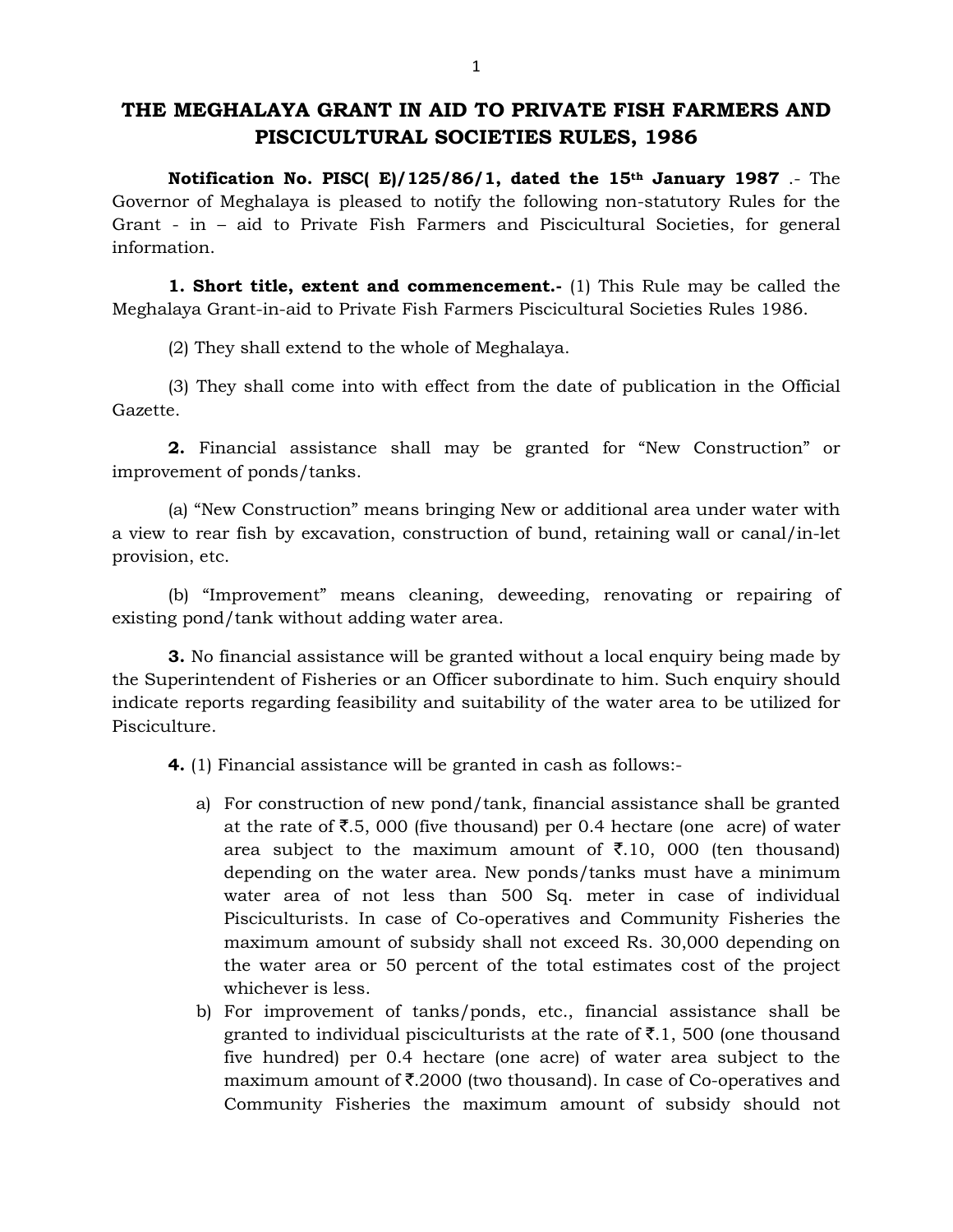# THE MEGHALAYA GRANT IN AID TO PRIVATE FISH FARMERS AND PISCICULTURAL SOCIETIES RULES, 1986

**Notification No. PISC( E)/125/86/1, dated the 15th January 1987** .- The Governor of Meghalaya is pleased to notify the following non-statutory Rules for the Grant - in – aid to Private Fish Farmers and Piscicultural Societies, for general information.

**1. Short title, extent and commencement.-** (1) This Rule may be called the Meghalaya Grant-in-aid to Private Fish Farmers Piscicultural Societies Rules 1986.

(2) They shall extend to the whole of Meghalaya.

(3) They shall come into with effect from the date of publication in the Official Gazette.

**2.** Financial assistance shall may be granted for "New Construction" or improvement of ponds/tanks.

(a) "New Construction" means bringing New or additional area under water with a view to rear fish by excavation, construction of bund, retaining wall or canal/in-let provision, etc.

(b) "Improvement" means cleaning, deweeding, renovating or repairing of existing pond/tank without adding water area.

**3.** No financial assistance will be granted without a local enquiry being made by the Superintendent of Fisheries or an Officer subordinate to him. Such enquiry should indicate reports regarding feasibility and suitability of the water area to be utilized for Pisciculture.

**4.** (1) Financial assistance will be granted in cash as follows:-

a) For construction of new pond/tank, financial assistance shall be granted at the rate of ₹.5, 000 (five thousand) per 0.4 hectare (one acre) of water area subject to the maximum amount of ₹.10, 000 (ten thousand) depending on the water area. New ponds/tanks must have a minimum water area of not less than 500 Sq. meter in case of individual Pisciculturists. In case of Co-operatives and Community Fisheries the maximum amount of subsidy shall not exceed Rs. 30,000 depending on the water area or 50 percent of the total estimates cost of the project whichever is less.

b) For improvement of tanks/ponds, etc., financial assistance shall be granted to individual pisciculturists at the rate of ₹.1, 500 (one thousand five hundred) per 0.4 hectare (one acre) of water area subject to the maximum amount of ₹.2000 (two thousand). In case of Co-operatives and Community Fisheries the maximum amount of subsidy should not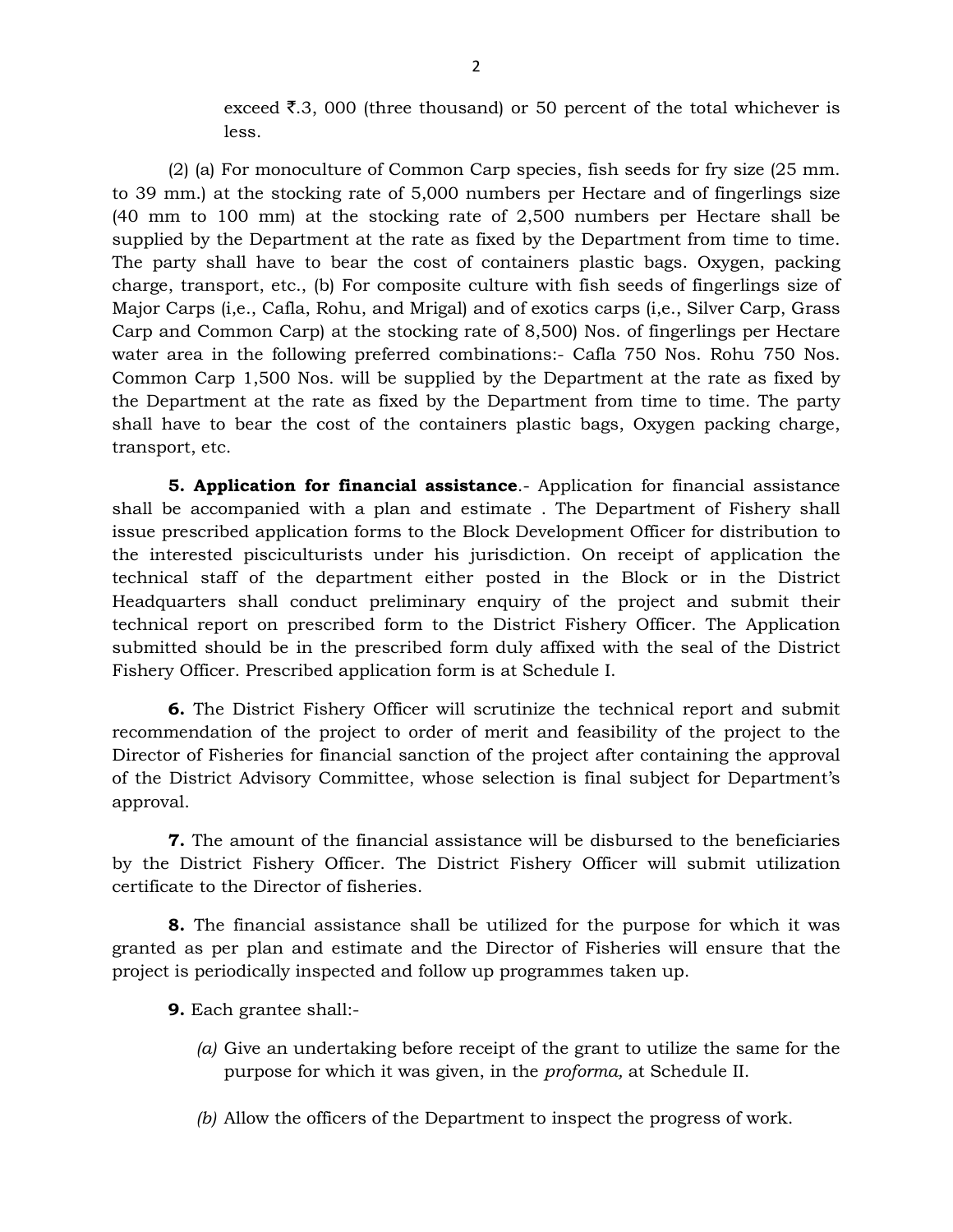exceed ₹.3, 000 (three thousand) or 50 percent of the total whichever is less.

(2) (a) For monoculture of Common Carp species, fish seeds for fry size (25 mm. to 39 mm.) at the stocking rate of 5,000 numbers per Hectare and of fingerlings size (40 mm to 100 mm) at the stocking rate of 2,500 numbers per Hectare shall be supplied by the Department at the rate as fixed by the Department from time to time. The party shall have to bear the cost of containers plastic bags. Oxygen, packing charge, transport, etc., (b) For composite culture with fish seeds of fingerlings size of Major Carps (i,e., Cafla, Rohu, and Mrigal) and of exotics carps (i,e., Silver Carp, Grass Carp and Common Carp) at the stocking rate of 8,500) Nos. of fingerlings per Hectare water area in the following preferred combinations:- Cafla 750 Nos. Rohu 750 Nos. Common Carp 1,500 Nos. will be supplied by the Department at the rate as fixed by the Department at the rate as fixed by the Department from time to time. The party shall have to bear the cost of the containers plastic bags, Oxygen packing charge, transport, etc.

**5. Application for financial assistance**.- Application for financial assistance shall be accompanied with a plan and estimate . The Department of Fishery shall issue prescribed application forms to the Block Development Officer for distribution to the interested pisciculturists under his jurisdiction. On receipt of application the technical staff of the department either posted in the Block or in the District Headquarters shall conduct preliminary enquiry of the project and submit their technical report on prescribed form to the District Fishery Officer. The Application submitted should be in the prescribed form duly affixed with the seal of the District Fishery Officer. Prescribed application form is at Schedule I.

**6.** The District Fishery Officer will scrutinize the technical report and submit recommendation of the project to order of merit and feasibility of the project to the Director of Fisheries for financial sanction of the project after containing the approval of the District Advisory Committee, whose selection is final subject for Department's approval.

**7.** The amount of the financial assistance will be disbursed to the beneficiaries by the District Fishery Officer. The District Fishery Officer will submit utilization certificate to the Director of fisheries.

**8.** The financial assistance shall be utilized for the purpose for which it was granted as per plan and estimate and the Director of Fisheries will ensure that the project is periodically inspected and follow up programmes taken up.

**9.** Each grantee shall:-

*(a)* Give an undertaking before receipt of the grant to utilize the same for the purpose for which it was given, in the *proforma,* at Schedule II.

*(b)* Allow the officers of the Department to inspect the progress of work.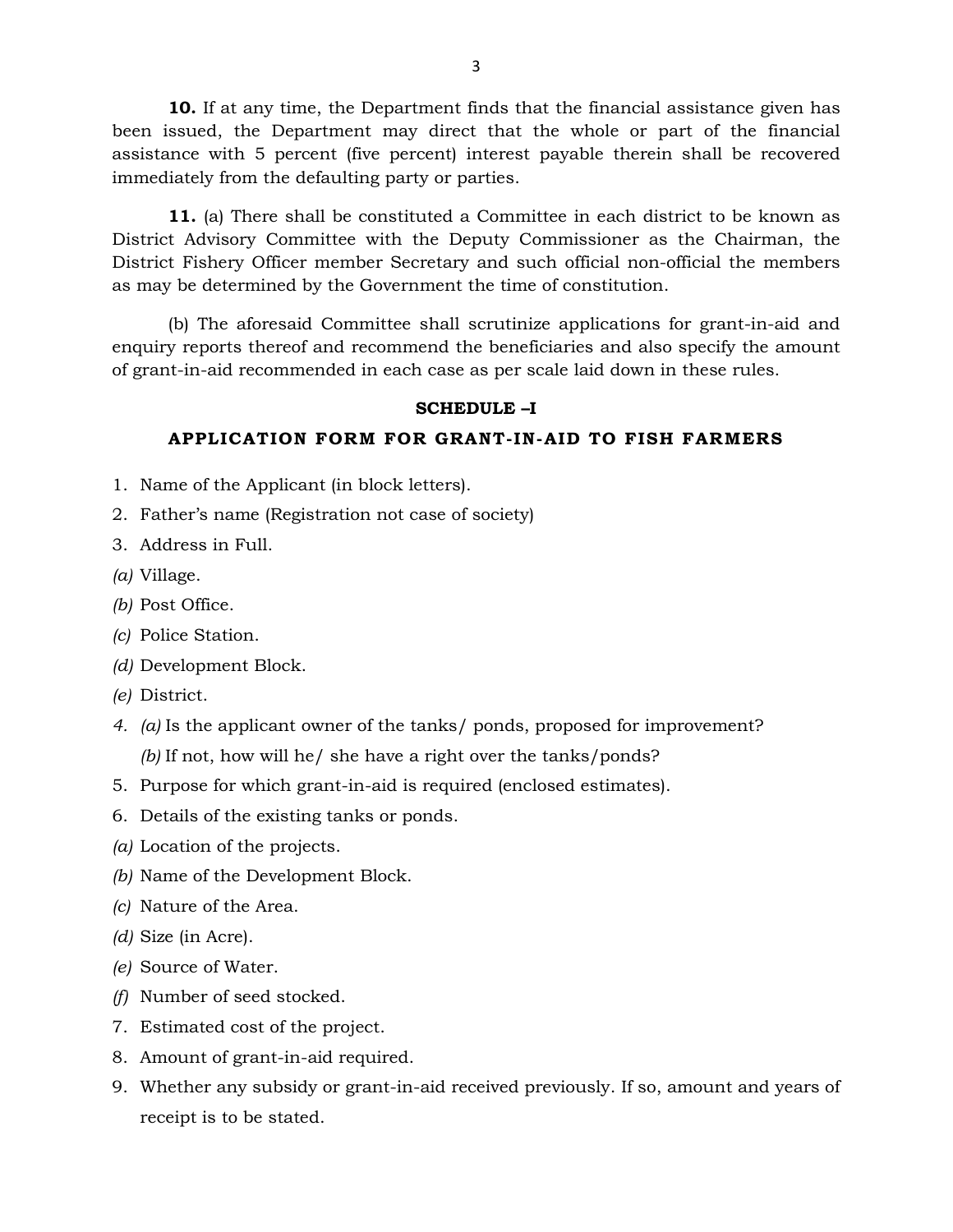**10.** If at any time, the Department finds that the financial assistance given has been issued, the Department may direct that the whole or part of the financial assistance with 5 percent (five percent) interest payable therein shall be recovered immediately from the defaulting party or parties.

**11.** (a) There shall be constituted a Committee in each district to be known as District Advisory Committee with the Deputy Commissioner as the Chairman, the District Fishery Officer member Secretary and such official non-official the members as may be determined by the Government the time of constitution.

(b) The aforesaid Committee shall scrutinize applications for grant-in-aid and enquiry reports thereof and recommend the beneficiaries and also specify the amount of grant-in-aid recommended in each case as per scale laid down in these rules.

**SCHEDULE –I**

**APPLICATION FORM FOR GRANT-IN-AID TO FISH FARMERS**

1. Name of the Applicant (in block letters).
2. Father's name (Registration not case of society)
3. Address in Full.

*(a)* Village.

*(b)* Post Office.

*(c)* Police Station.

*(d)* Development Block.

*(e)* District.

4. *(a)* Is the applicant owner of the tanks/ ponds, proposed for improvement?
   *(b)* If not, how will he/ she have a right over the tanks/ponds?
5. Purpose for which grant-in-aid is required (enclosed estimates).
6. Details of the existing tanks or ponds.

*(a)* Location of the projects.

*(b)* Name of the Development Block.

*(c)* Nature of the Area.

*(d)* Size (in Acre).

*(e)* Source of Water.

*(f)* Number of seed stocked.

7. Estimated cost of the project.
8. Amount of grant-in-aid required.
9. Whether any subsidy or grant-in-aid received previously. If so, amount and years of receipt is to be stated.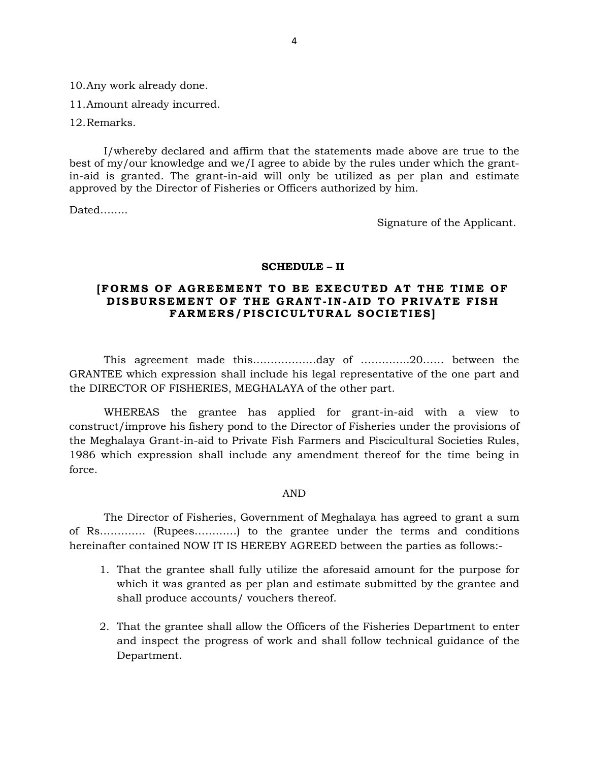10. Any work already done.
11. Amount already incurred.
12. Remarks.

I/whereby declared and affirm that the statements made above are true to the best of my/our knowledge and we/I agree to abide by the rules under which the grant-in-aid is granted. The grant-in-aid will only be utilized as per plan and estimate approved by the Director of Fisheries or Officers authorized by him.

Dated……..

Signature of the Applicant.

## SCHEDULE – II

### [FORMS OF AGREEMENT TO BE EXECUTED AT THE TIME OF DISBURSEMENT OF THE GRANT-IN-AID TO PRIVATE FISH FARMERS/PISCICULTURAL SOCIETIES]

This agreement made this………………day of ………….20…… between the GRANTEE which expression shall include his legal representative of the one part and the DIRECTOR OF FISHERIES, MEGHALAYA of the other part.

WHEREAS the grantee has applied for grant-in-aid with a view to construct/improve his fishery pond to the Director of Fisheries under the provisions of the Meghalaya Grant-in-aid to Private Fish Farmers and Piscicultural Societies Rules, 1986 which expression shall include any amendment thereof for the time being in force.

AND

The Director of Fisheries, Government of Meghalaya has agreed to grant a sum of Rs…………. (Rupees…………) to the grantee under the terms and conditions hereinafter contained NOW IT IS HEREBY AGREED between the parties as follows:-

1. That the grantee shall fully utilize the aforesaid amount for the purpose for which it was granted as per plan and estimate submitted by the grantee and shall produce accounts/ vouchers thereof.

2. That the grantee shall allow the Officers of the Fisheries Department to enter and inspect the progress of work and shall follow technical guidance of the Department.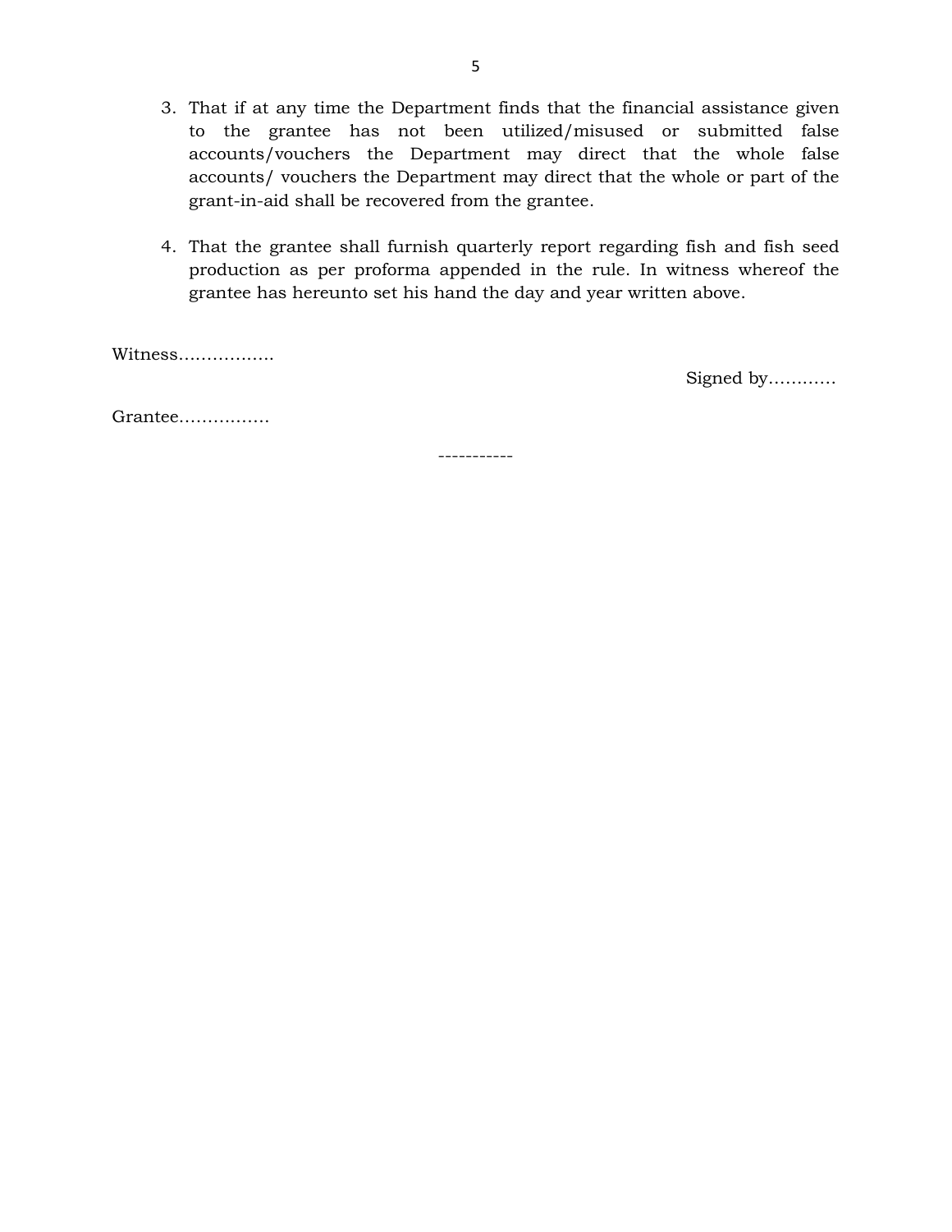3. That if at any time the Department finds that the financial assistance given to the grantee has not been utilized/misused or submitted false accounts/vouchers the Department may direct that the whole false accounts/ vouchers the Department may direct that the whole or part of the grant-in-aid shall be recovered from the grantee.

4. That the grantee shall furnish quarterly report regarding fish and fish seed production as per proforma appended in the rule. In witness whereof the grantee has hereunto set his hand the day and year written above.

Witness…………….

Signed by…………

Grantee…………….

-----------